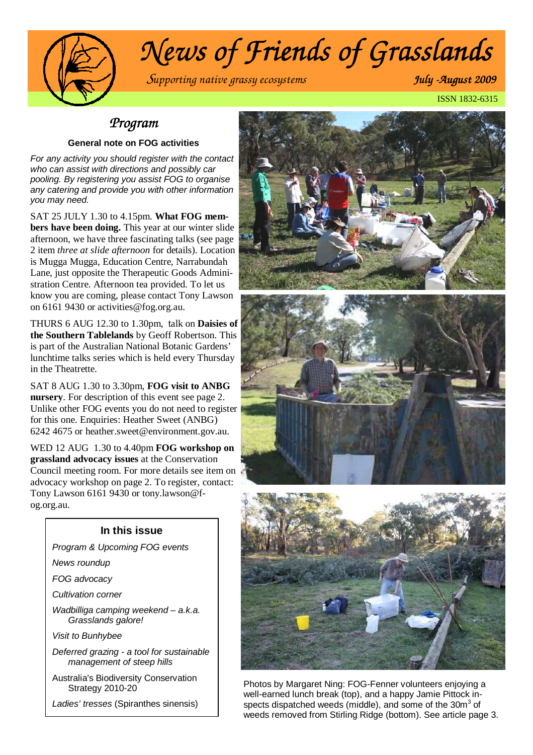# News of Friends of Grasslands

*Supporting native grassy ecosystems*

*July -August 2009*

ISSN 1832-6315

## Program

**General note on FOG activities**

*For any activity you should register with the contact who can assist with directions and possibly car pooling. By registering you assist FOG to organise any catering and provide you with other information you may need.*

SAT 25 JULY 1.30 to 4.15pm. **What FOG members have been doing.** This year at our winter slide afternoon, we have three fascinating talks (see page 2 item *three at slide afternoon* for details). Location is Mugga Mugga, Education Centre, Narrabundah Lane, just opposite the Therapeutic Goods Administration Centre. Afternoon tea provided. To let us know you are coming, please contact Tony Lawson on 6161 9430 or activities@fog.org.au.

THURS 6 AUG 12.30 to 1.30pm, talk on **Daisies of the Southern Tablelands** by Geoff Robertson. This is part of the Australian National Botanic Gardens' lunchtime talks series which is held every Thursday in the Theatrette.

SAT 8 AUG 1.30 to 3.30pm, **FOG visit to ANBG nursery**. For description of this event see page 2. Unlike other FOG events you do not need to register for this one. Enquiries: Heather Sweet (ANBG) 6242 4675 or heather.sweet@environment.gov.au.

WED 12 AUG 1.30 to 4.40pm **FOG workshop on grassland advocacy issues** at the Conservation Council meeting room. For more details see item on advocacy workshop on page 2. To register, contact: Tony Lawson 6161 9430 or tony.lawson@fog.org.au.

### In this issue

- *Program & Upcoming FOG events*
- *News roundup*
- *FOG advocacy*
- *Cultivation corner*
- *Wadbilliga camping weekend – a.k.a. Grasslands galore!*
- *Visit to Bunhybee*
- *Deferred grazing - a tool for sustainable management of steep hills*
- Australia's Biodiversity Conservation Strategy 2010-20
- *Ladies' tresses* (Spiranthes sinensis)

Photos by Margaret Ning: FOG-Fenner volunteers enjoying a well-earned lunch break (top), and a happy Jamie Pittock inspects dispatched weeds (middle), and some of the $30m^3$ of weeds removed from Stirling Ridge (bottom). See article page 3.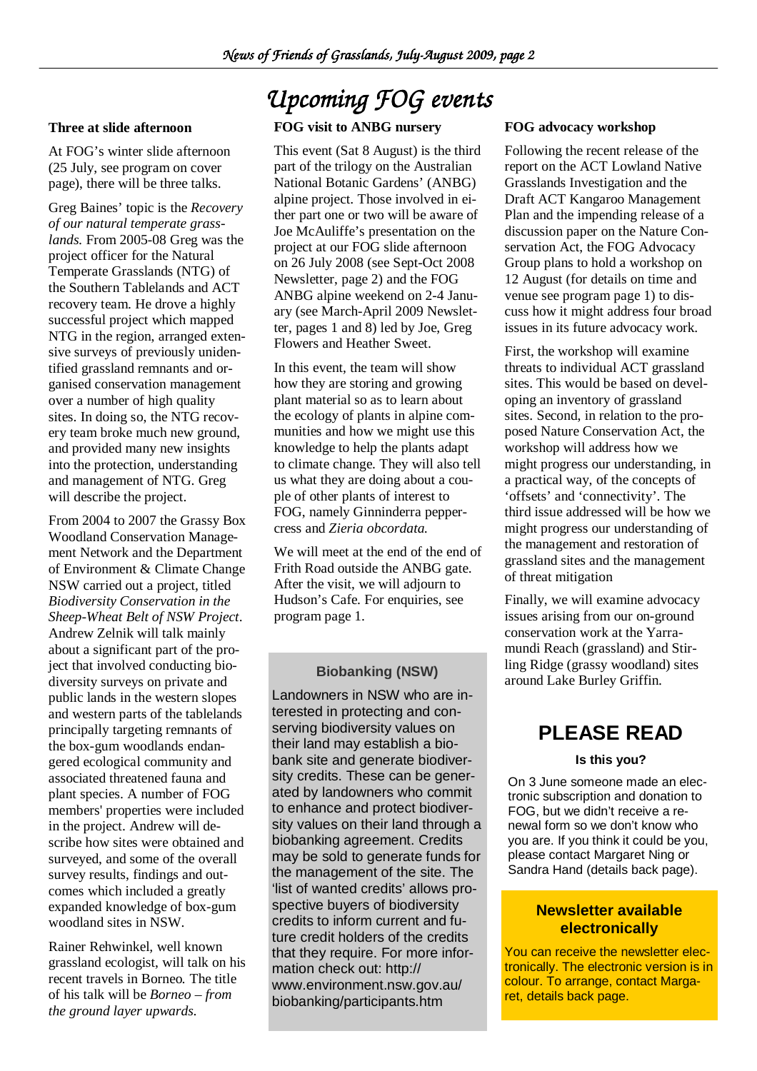# Upcoming FOG events

### Three at slide afternoon

At FOG's winter slide afternoon (25 July, see program on cover page), there will be three talks.

Greg Baines' topic is the *Recovery of our natural temperate grasslands.* From 2005-08 Greg was the project officer for the Natural Temperate Grasslands (NTG) of the Southern Tablelands and ACT recovery team. He drove a highly successful project which mapped NTG in the region, arranged extensive surveys of previously unidentified grassland remnants and organised conservation management over a number of high quality sites. In doing so, the NTG recovery team broke much new ground, and provided many new insights into the protection, understanding and management of NTG. Greg will describe the project.

From 2004 to 2007 the Grassy Box Woodland Conservation Management Network and the Department of Environment & Climate Change NSW carried out a project, titled *Biodiversity Conservation in the Sheep-Wheat Belt of NSW Project*. Andrew Zelnik will talk mainly about a significant part of the project that involved conducting biodiversity surveys on private and public lands in the western slopes and western parts of the tablelands principally targeting remnants of the box-gum woodlands endangered ecological community and associated threatened fauna and plant species. A number of FOG members' properties were included in the project. Andrew will describe how sites were obtained and surveyed, and some of the overall survey results, findings and outcomes which included a greatly expanded knowledge of box-gum woodland sites in NSW.

Rainer Rehwinkel, well known grassland ecologist, will talk on his recent travels in Borneo. The title of his talk will be *Borneo – from the ground layer upwards.*

### FOG visit to ANBG nursery

This event (Sat 8 August) is the third part of the trilogy on the Australian National Botanic Gardens' (ANBG) alpine project. Those involved in either part one or two will be aware of Joe McAuliffe's presentation on the project at our FOG slide afternoon on 26 July 2008 (see Sept-Oct 2008 Newsletter, page 2) and the FOG ANBG alpine weekend on 2-4 January (see March-April 2009 Newsletter, pages 1 and 8) led by Joe, Greg Flowers and Heather Sweet.

In this event, the team will show how they are storing and growing plant material so as to learn about the ecology of plants in alpine communities and how we might use this knowledge to help the plants adapt to climate change. They will also tell us what they are doing about a couple of other plants of interest to FOG, namely Ginninderra peppercress and *Zieria obcordata.*

We will meet at the end of the end of Frith Road outside the ANBG gate. After the visit, we will adjourn to Hudson's Cafe. For enquiries, see program page 1.

### Biobanking (NSW)

Landowners in NSW who are interested in protecting and conserving biodiversity values on their land may establish a biobank site and generate biodiversity credits. These can be generated by landowners who commit to enhance and protect biodiversity values on their land through a biobanking agreement. Credits may be sold to generate funds for the management of the site. The 'list of wanted credits' allows prospective buyers of biodiversity credits to inform current and future credit holders of the credits that they require. For more information check out: http://www.environment.nsw.gov.au/biobanking/participants.htm

### FOG advocacy workshop

Following the recent release of the report on the ACT Lowland Native Grasslands Investigation and the Draft ACT Kangaroo Management Plan and the impending release of a discussion paper on the Nature Conservation Act, the FOG Advocacy Group plans to hold a workshop on 12 August (for details on time and venue see program page 1) to discuss how it might address four broad issues in its future advocacy work.

First, the workshop will examine threats to individual ACT grassland sites. This would be based on developing an inventory of grassland sites. Second, in relation to the proposed Nature Conservation Act, the workshop will address how we might progress our understanding, in a practical way, of the concepts of 'offsets' and 'connectivity'. The third issue addressed will be how we might progress our understanding of the management and restoration of grassland sites and the management of threat mitigation

Finally, we will examine advocacy issues arising from our on-ground conservation work at the Yarramundi Reach (grassland) and Stirling Ridge (grassy woodland) sites around Lake Burley Griffin.

## PLEASE READ

**Is this you?**

On 3 June someone made an electronic subscription and donation to FOG, but we didn't receive a renewal form so we don't know who you are. If you think it could be you, please contact Margaret Ning or Sandra Hand (details back page).

### Newsletter available electronically

You can receive the newsletter electronically. The electronic version is in colour. To arrange, contact Margaret, details back page.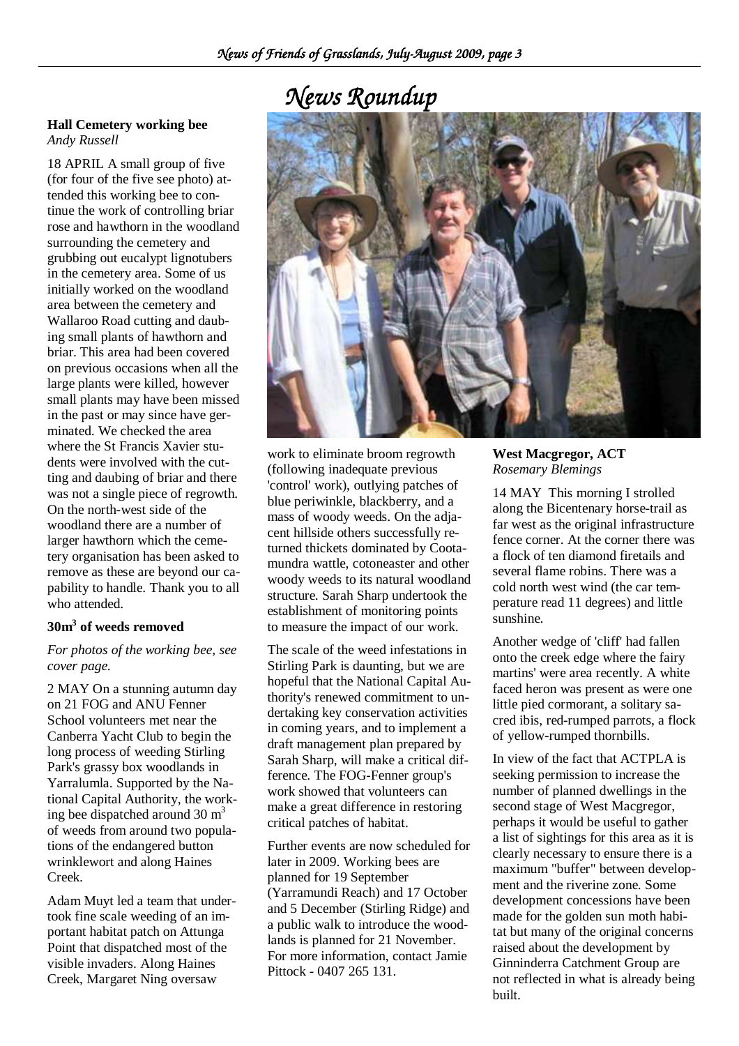# News Roundup

**Hall Cemetery working bee**
*Andy Russell*

18 APRIL A small group of five (for four of the five see photo) attended this working bee to continue the work of controlling briar rose and hawthorn in the woodland surrounding the cemetery and grubbing out eucalypt lignotubers in the cemetery area. Some of us initially worked on the woodland area between the cemetery and Wallaroo Road cutting and daubing small plants of hawthorn and briar. This area had been covered on previous occasions when all the large plants were killed, however small plants may have been missed in the past or may since have germinated. We checked the area where the St Francis Xavier students were involved with the cutting and daubing of briar and there was not a single piece of regrowth. On the north-west side of the woodland there are a number of larger hawthorn which the cemetery organisation has been asked to remove as these are beyond our capability to handle. Thank you to all who attended.

**30m$^3$ of weeds removed**

*For photos of the working bee, see cover page.*

2 MAY On a stunning autumn day on 21 FOG and ANU Fenner School volunteers met near the Canberra Yacht Club to begin the long process of weeding Stirling Park's grassy box woodlands in Yarralumla. Supported by the National Capital Authority, the working bee dispatched around 30 m$^3$ of weeds from around two populations of the endangered button wrinklewort and along Haines Creek.

Adam Muyt led a team that undertook fine scale weeding of an important habitat patch on Attunga Point that dispatched most of the visible invaders. Along Haines Creek, Margaret Ning oversaw work to eliminate broom regrowth (following inadequate previous 'control' work), outlying patches of blue periwinkle, blackberry, and a mass of woody weeds. On the adjacent hillside others successfully returned thickets dominated by Cootamundra wattle, cotoneaster and other woody weeds to its natural woodland structure. Sarah Sharp undertook the establishment of monitoring points to measure the impact of our work.

The scale of the weed infestations in Stirling Park is daunting, but we are hopeful that the National Capital Authority's renewed commitment to undertaking key conservation activities in coming years, and to implement a draft management plan prepared by Sarah Sharp, will make a critical difference. The FOG-Fenner group's work showed that volunteers can make a great difference in restoring critical patches of habitat.

Further events are now scheduled for later in 2009. Working bees are planned for 19 September (Yarramundi Reach) and 17 October and 5 December (Stirling Ridge) and a public walk to introduce the woodlands is planned for 21 November. For more information, contact Jamie Pittock - 0407 265 131.

**West Macgregor, ACT**
*Rosemary Blemings*

14 MAY This morning I strolled along the Bicentenary horse-trail as far west as the original infrastructure fence corner. At the corner there was a flock of ten diamond firetails and several flame robins. There was a cold north west wind (the car temperature read 11 degrees) and little sunshine.

Another wedge of 'cliff' had fallen onto the creek edge where the fairy martins' were area recently. A white faced heron was present as were one little pied cormorant, a solitary sacred ibis, red-rumped parrots, a flock of yellow-rumped thornbills.

In view of the fact that ACTPLA is seeking permission to increase the number of planned dwellings in the second stage of West Macgregor, perhaps it would be useful to gather a list of sightings for this area as it is clearly necessary to ensure there is a maximum "buffer" between development and the riverine zone. Some development concessions have been made for the golden sun moth habitat but many of the original concerns raised about the development by Ginninderra Catchment Group are not reflected in what is already being built.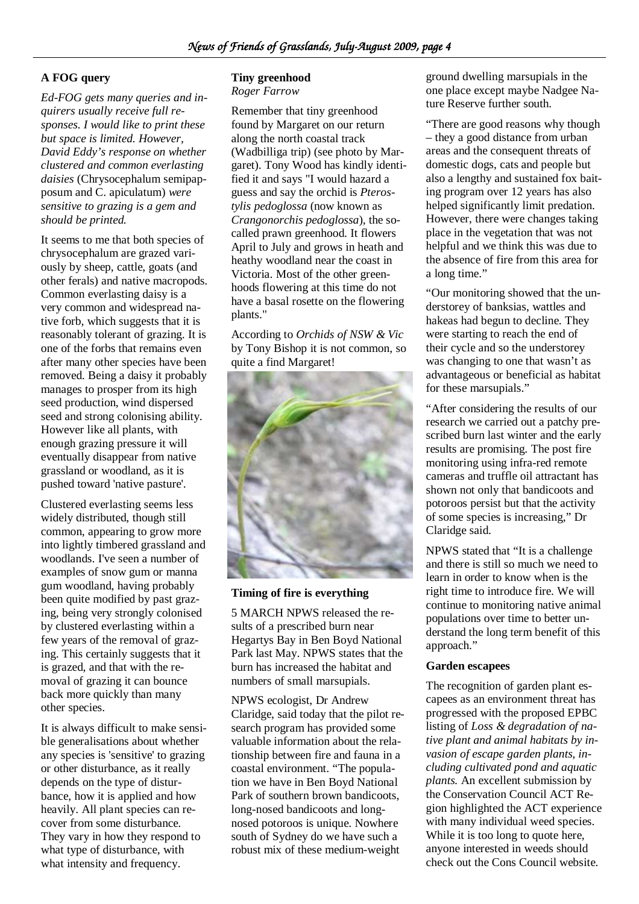### A FOG query

*Ed-FOG gets many queries and inquirers usually receive full responses. I would like to print these but space is limited. However, David Eddy's response on whether clustered and common everlasting daisies* (Chrysocephalum semipapposum and C. apiculatum) *were sensitive to grazing is a gem and should be printed.*

It seems to me that both species of chrysocephalum are grazed variously by sheep, cattle, goats (and other ferals) and native macropods. Common everlasting daisy is a very common and widespread native forb, which suggests that it is reasonably tolerant of grazing. It is one of the forbs that remains even after many other species have been removed. Being a daisy it probably manages to prosper from its high seed production, wind dispersed seed and strong colonising ability. However like all plants, with enough grazing pressure it will eventually disappear from native grassland or woodland, as it is pushed toward 'native pasture'.

Clustered everlasting seems less widely distributed, though still common, appearing to grow more into lightly timbered grassland and woodlands. I've seen a number of examples of snow gum or manna gum woodland, having probably been quite modified by past grazing, being very strongly colonised by clustered everlasting within a few years of the removal of grazing. This certainly suggests that it is grazed, and that with the removal of grazing it can bounce back more quickly than many other species.

It is always difficult to make sensible generalisations about whether any species is 'sensitive' to grazing or other disturbance, as it really depends on the type of disturbance, how it is applied and how heavily. All plant species can recover from some disturbance. They vary in how they respond to what type of disturbance, with what intensity and frequency.

### Tiny greenhood

*Roger Farrow*

Remember that tiny greenhood found by Margaret on our return along the north coastal track (Wadbilliga trip) (see photo by Margaret). Tony Wood has kindly identified it and says "I would hazard a guess and say the orchid is *Pterostylis pedoglossa* (now known as *Crangonorchis pedoglossa*), the so-called prawn greenhood. It flowers April to July and grows in heath and heathy woodland near the coast in Victoria. Most of the other greenhoods flowering at this time do not have a basal rosette on the flowering plants."

According to *Orchids of NSW & Vic* by Tony Bishop it is not common, so quite a find Margaret!

### Timing of fire is everything

5 MARCH NPWS released the results of a prescribed burn near Hegartys Bay in Ben Boyd National Park last May. NPWS states that the burn has increased the habitat and numbers of small marsupials.

NPWS ecologist, Dr Andrew Claridge, said today that the pilot research program has provided some valuable information about the relationship between fire and fauna in a coastal environment. "The population we have in Ben Boyd National Park of southern brown bandicoots, long-nosed bandicoots and long-nosed potoroos is unique. Nowhere south of Sydney do we have such a robust mix of these medium-weight ground dwelling marsupials in the one place except maybe Nadgee Nature Reserve further south.

"There are good reasons why though – they a good distance from urban areas and the consequent threats of domestic dogs, cats and people but also a lengthy and sustained fox baiting program over 12 years has also helped significantly limit predation. However, there were changes taking place in the vegetation that was not helpful and we think this was due to the absence of fire from this area for a long time."

"Our monitoring showed that the understorey of banksias, wattles and hakeas had begun to decline. They were starting to reach the end of their cycle and so the understorey was changing to one that wasn't as advantageous or beneficial as habitat for these marsupials."

"After considering the results of our research we carried out a patchy prescribed burn last winter and the early results are promising. The post fire monitoring using infra-red remote cameras and truffle oil attractant has shown not only that bandicoots and potoroos persist but that the activity of some species is increasing," Dr Claridge said.

NPWS stated that "It is a challenge and there is still so much we need to learn in order to know when is the right time to introduce fire. We will continue to monitoring native animal populations over time to better understand the long term benefit of this approach."

### Garden escapees

The recognition of garden plant escapees as an environment threat has progressed with the proposed EPBC listing of *Loss & degradation of native plant and animal habitats by invasion of escape garden plants, including cultivated pond and aquatic plants.* An excellent submission by the Conservation Council ACT Region highlighted the ACT experience with many individual weed species. While it is too long to quote here, anyone interested in weeds should check out the Cons Council website.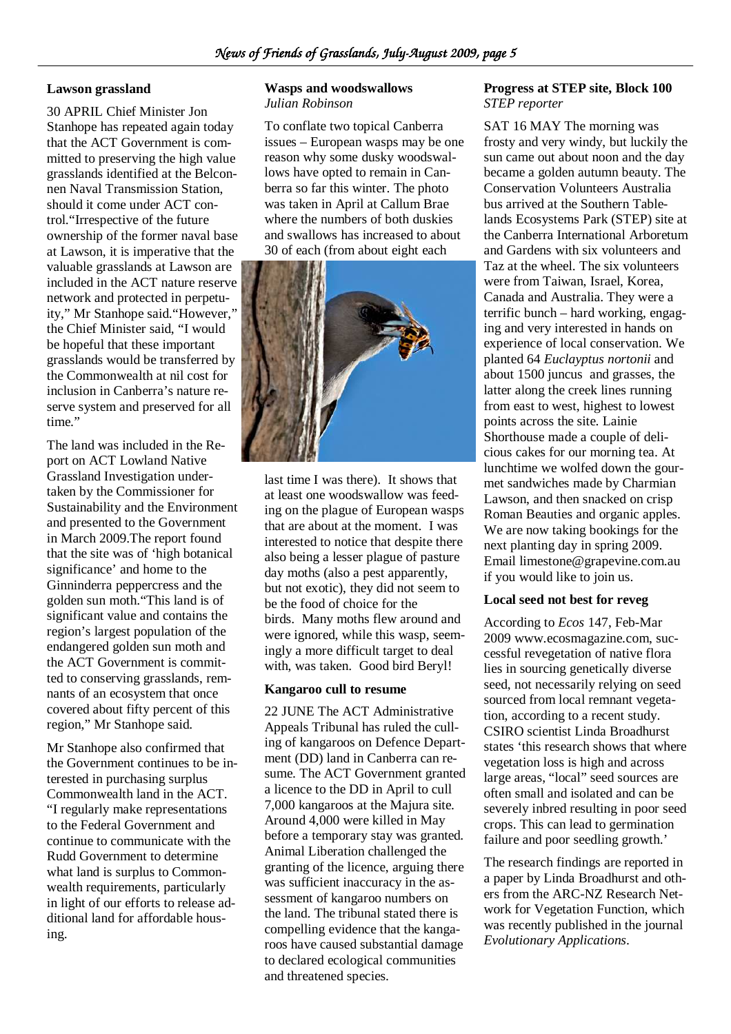### Lawson grassland

30 APRIL Chief Minister Jon Stanhope has repeated again today that the ACT Government is committed to preserving the high value grasslands identified at the Belconnen Naval Transmission Station, should it come under ACT control."Irrespective of the future ownership of the former naval base at Lawson, it is imperative that the valuable grasslands at Lawson are included in the ACT nature reserve network and protected in perpetuity," Mr Stanhope said."However," the Chief Minister said, "I would be hopeful that these important grasslands would be transferred by the Commonwealth at nil cost for inclusion in Canberra's nature reserve system and preserved for all time."

The land was included in the Report on ACT Lowland Native Grassland Investigation undertaken by the Commissioner for Sustainability and the Environment and presented to the Government in March 2009.The report found that the site was of 'high botanical significance' and home to the Ginninderra peppercress and the golden sun moth."This land is of significant value and contains the region's largest population of the endangered golden sun moth and the ACT Government is committed to conserving grasslands, remnants of an ecosystem that once covered about fifty percent of this region," Mr Stanhope said.

Mr Stanhope also confirmed that the Government continues to be interested in purchasing surplus Commonwealth land in the ACT. "I regularly make representations to the Federal Government and continue to communicate with the Rudd Government to determine what land is surplus to Commonwealth requirements, particularly in light of our efforts to release additional land for affordable housing.

### Wasps and woodswallows

*Julian Robinson*

To conflate two topical Canberra issues – European wasps may be one reason why some dusky woodswallows have opted to remain in Canberra so far this winter. The photo was taken in April at Callum Brae where the numbers of both duskies and swallows has increased to about 30 of each (from about eight each last time I was there). It shows that at least one woodswallow was feeding on the plague of European wasps that are about at the moment. I was interested to notice that despite there also being a lesser plague of pasture day moths (also a pest apparently, but not exotic), they did not seem to be the food of choice for the birds. Many moths flew around and were ignored, while this wasp, seemingly a more difficult target to deal with, was taken. Good bird Beryl!

### Kangaroo cull to resume

22 JUNE The ACT Administrative Appeals Tribunal has ruled the culling of kangaroos on Defence Department (DD) land in Canberra can resume. The ACT Government granted a licence to the DD in April to cull 7,000 kangaroos at the Majura site. Around 4,000 were killed in May before a temporary stay was granted. Animal Liberation challenged the granting of the licence, arguing there was sufficient inaccuracy in the assessment of kangaroo numbers on the land. The tribunal stated there is compelling evidence that the kangaroos have caused substantial damage to declared ecological communities and threatened species.

### Progress at STEP site, Block 100

*STEP reporter*

SAT 16 MAY The morning was frosty and very windy, but luckily the sun came out about noon and the day became a golden autumn beauty. The Conservation Volunteers Australia bus arrived at the Southern Tablelands Ecosystems Park (STEP) site at the Canberra International Arboretum and Gardens with six volunteers and Taz at the wheel. The six volunteers were from Taiwan, Israel, Korea, Canada and Australia. They were a terrific bunch – hard working, engaging and very interested in hands on experience of local conservation. We planted 64 *Euclayptus nortonii* and about 1500 juncus and grasses, the latter along the creek lines running from east to west, highest to lowest points across the site. Lainie Shorthouse made a couple of delicious cakes for our morning tea. At lunchtime we wolfed down the gourmet sandwiches made by Charmian Lawson, and then snacked on crisp Roman Beauties and organic apples. We are now taking bookings for the next planting day in spring 2009. Email limestone@grapevine.com.au if you would like to join us.

### Local seed not best for reveg

According to *Ecos* 147, Feb-Mar 2009 www.ecosmagazine.com, successful revegetation of native flora lies in sourcing genetically diverse seed, not necessarily relying on seed sourced from local remnant vegetation, according to a recent study. CSIRO scientist Linda Broadhurst states 'this research shows that where vegetation loss is high and across large areas, "local" seed sources are often small and isolated and can be severely inbred resulting in poor seed crops. This can lead to germination failure and poor seedling growth.'

The research findings are reported in a paper by Linda Broadhurst and others from the ARC-NZ Research Network for Vegetation Function, which was recently published in the journal *Evolutionary Applications*.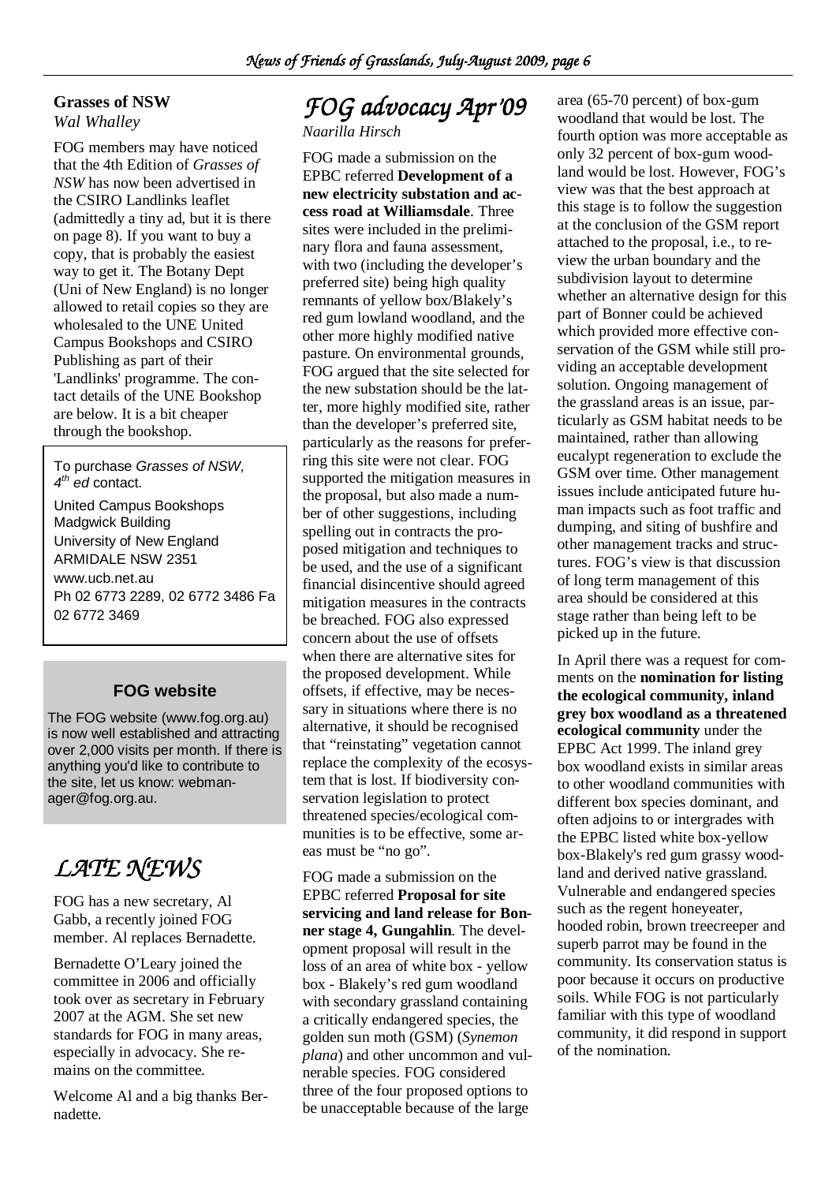## Grasses of NSW

*Wal Whalley*

FOG members may have noticed that the 4th Edition of *Grasses of NSW* has now been advertised in the CSIRO Landlinks leaflet (admittedly a tiny ad, but it is there on page 8). If you want to buy a copy, that is probably the easiest way to get it. The Botany Dept (Uni of New England) is no longer allowed to retail copies so they are wholesaled to the UNE United Campus Bookshops and CSIRO Publishing as part of their 'Landlinks' programme. The contact details of the UNE Bookshop are below. It is a bit cheaper through the bookshop.

To purchase *Grasses of NSW, 4th ed* contact.

United Campus Bookshops
Madgwick Building
University of New England
ARMIDALE NSW 2351
www.ucb.net.au
Ph 02 6773 2289, 02 6772 3486 Fa 02 6772 3469

### FOG website

The FOG website (www.fog.org.au) is now well established and attracting over 2,000 visits per month. If there is anything you'd like to contribute to the site, let us know: webmanager@fog.org.au.

## LATE NEWS

FOG has a new secretary, Al Gabb, a recently joined FOG member. Al replaces Bernadette.

Bernadette O'Leary joined the committee in 2006 and officially took over as secretary in February 2007 at the AGM. She set new standards for FOG in many areas, especially in advocacy. She remains on the committee.

Welcome Al and a big thanks Bernadette.

## FOG advocacy Apr'09

*Naarilla Hirsch*

FOG made a submission on the EPBC referred **Development of a new electricity substation and access road at Williamsdale**. Three sites were included in the preliminary flora and fauna assessment, with two (including the developer's preferred site) being high quality remnants of yellow box/Blakely's red gum lowland woodland, and the other more highly modified native pasture. On environmental grounds, FOG argued that the site selected for the new substation should be the latter, more highly modified site, rather than the developer's preferred site, particularly as the reasons for preferring this site were not clear. FOG supported the mitigation measures in the proposal, but also made a number of other suggestions, including spelling out in contracts the proposed mitigation and techniques to be used, and the use of a significant financial disincentive should agreed mitigation measures in the contracts be breached. FOG also expressed concern about the use of offsets when there are alternative sites for the proposed development. While offsets, if effective, may be necessary in situations where there is no alternative, it should be recognised that "reinstating" vegetation cannot replace the complexity of the ecosystem that is lost. If biodiversity conservation legislation to protect threatened species/ecological communities is to be effective, some areas must be "no go".

FOG made a submission on the EPBC referred **Proposal for site servicing and land release for Bonner stage 4, Gungahlin**. The development proposal will result in the loss of an area of white box - yellow box - Blakely's red gum woodland with secondary grassland containing a critically endangered species, the golden sun moth (GSM) (*Synemon plana*) and other uncommon and vulnerable species. FOG considered three of the four proposed options to be unacceptable because of the large area (65-70 percent) of box-gum woodland that would be lost. The fourth option was more acceptable as only 32 percent of box-gum woodland would be lost. However, FOG's view was that the best approach at this stage is to follow the suggestion at the conclusion of the GSM report attached to the proposal, i.e., to review the urban boundary and the subdivision layout to determine whether an alternative design for this part of Bonner could be achieved which provided more effective conservation of the GSM while still providing an acceptable development solution. Ongoing management of the grassland areas is an issue, particularly as GSM habitat needs to be maintained, rather than allowing eucalypt regeneration to exclude the GSM over time. Other management issues include anticipated future human impacts such as foot traffic and dumping, and siting of bushfire and other management tracks and structures. FOG's view is that discussion of long term management of this area should be considered at this stage rather than being left to be picked up in the future.

In April there was a request for comments on the **nomination for listing the ecological community, inland grey box woodland as a threatened ecological community** under the EPBC Act 1999. The inland grey box woodland exists in similar areas to other woodland communities with different box species dominant, and often adjoins to or intergrades with the EPBC listed white box-yellow box-Blakely's red gum grassy woodland and derived native grassland. Vulnerable and endangered species such as the regent honeyeater, hooded robin, brown treecreeper and superb parrot may be found in the community. Its conservation status is poor because it occurs on productive soils. While FOG is not particularly familiar with this type of woodland community, it did respond in support of the nomination.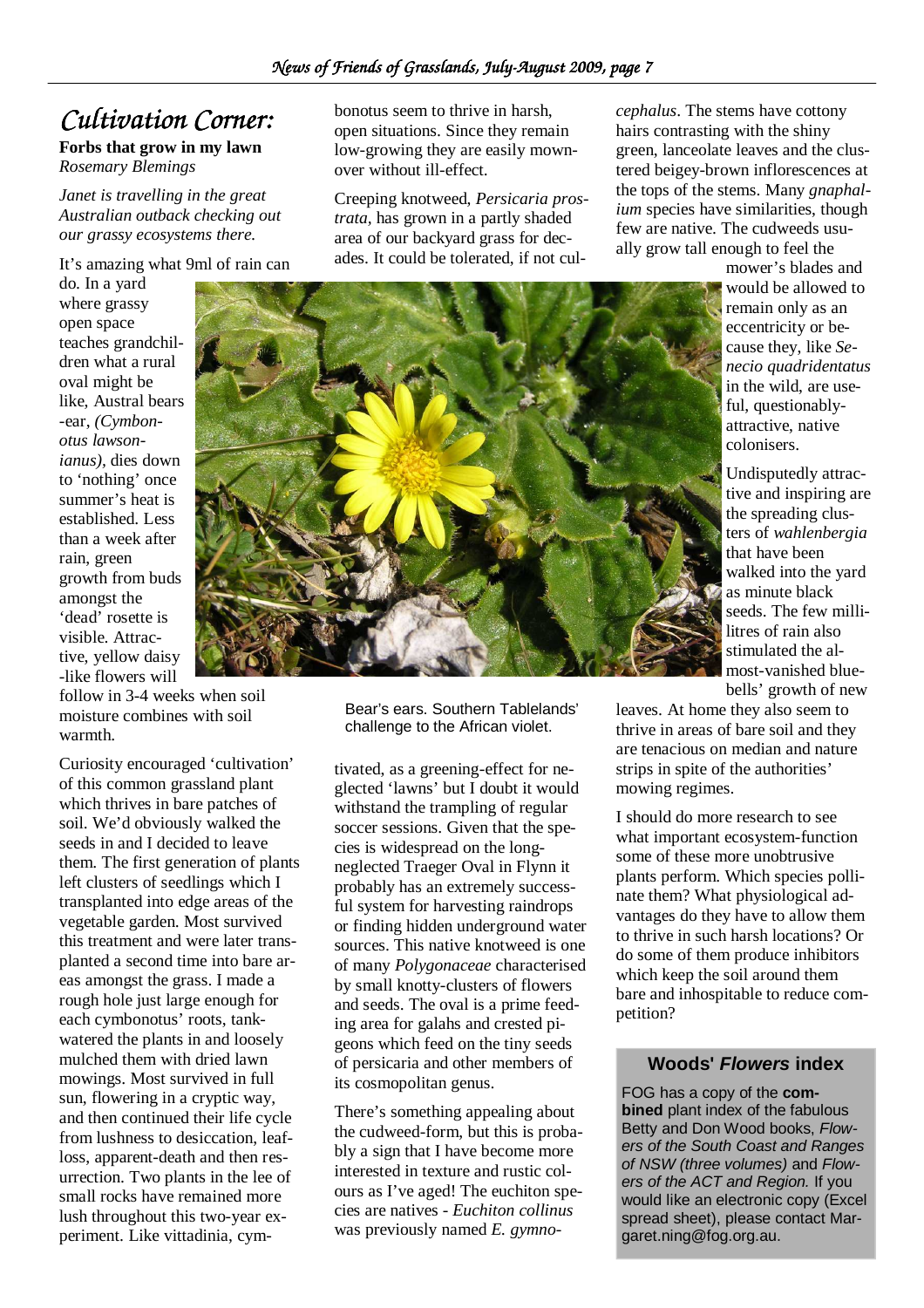# Cultivation Corner:

**Forbs that grow in my lawn**
*Rosemary Blemings*

*Janet is travelling in the great Australian outback checking out our grassy ecosystems there.*

It's amazing what 9ml of rain can do. In a yard where grassy open space teaches grandchildren what a rural oval might be like, Austral bears-ear, *(Cymbonotus lawsonianus)*, dies down to 'nothing' once summer's heat is established. Less than a week after rain, green growth from buds amongst the 'dead' rosette is visible. Attractive, yellow daisy-like flowers will follow in 3-4 weeks when soil moisture combines with soil warmth.

Curiosity encouraged 'cultivation' of this common grassland plant which thrives in bare patches of soil. We'd obviously walked the seeds in and I decided to leave them. The first generation of plants left clusters of seedlings which I transplanted into edge areas of the vegetable garden. Most survived this treatment and were later transplanted a second time into bare areas amongst the grass. I made a rough hole just large enough for each cymbonotus' roots, tank-watered the plants in and loosely mulched them with dried lawn mowings. Most survived in full sun, flowering in a cryptic way, and then continued their life cycle from lushness to desiccation, leaf-loss, apparent-death and then resurrection. Two plants in the lee of small rocks have remained more lush throughout this two-year experiment. Like vittadinia, cymbonotus seem to thrive in harsh, open situations. Since they remain low-growing they are easily mown-over without ill-effect.

Creeping knotweed, *Persicaria prostrata*, has grown in a partly shaded area of our backyard grass for decades. It could be tolerated, if not cultivated, as a greening-effect for neglected 'lawns' but I doubt it would withstand the trampling of regular soccer sessions. Given that the species is widespread on the long-neglected Traeger Oval in Flynn it probably has an extremely successful system for harvesting raindrops or finding hidden underground water sources. This native knotweed is one of many *Polygonaceae* characterised by small knotty-clusters of flowers and seeds. The oval is a prime feeding area for galahs and crested pigeons which feed on the tiny seeds of persicaria and other members of its cosmopolitan genus.

Bear's ears. Southern Tablelands' challenge to the African violet.

There's something appealing about the cudweed-form, but this is probably a sign that I have become more interested in texture and rustic colours as I've aged! The euchiton species are natives - *Euchiton collinus* was previously named *E. gymnocephalus*. The stems have cottony hairs contrasting with the shiny green, lanceolate leaves and the clustered beigey-brown inflorescences at the tops of the stems. Many *gnaphalium* species have similarities, though few are native. The cudweeds usually grow tall enough to feel the mower's blades and would be allowed to remain only as an eccentricity or because they, like *Senecio quadridentatus* in the wild, are useful, questionably-attractive, native colonisers.

Undisputedly attractive and inspiring are the spreading clusters of *wahlenbergia* that have been walked into the yard as minute black seeds. The few millilitres of rain also stimulated the almost-vanished bluebells' growth of new leaves. At home they also seem to thrive in areas of bare soil and they are tenacious on median and nature strips in spite of the authorities' mowing regimes.

I should do more research to see what important ecosystem-function some of these more unobtrusive plants perform. Which species pollinate them? What physiological advantages do they have to allow them to thrive in such harsh locations? Or do some of them produce inhibitors which keep the soil around them bare and inhospitable to reduce competition?

### Woods' *Flowers* index

FOG has a copy of the **combined** plant index of the fabulous Betty and Don Wood books, *Flowers of the South Coast and Ranges of NSW (three volumes)* and *Flowers of the ACT and Region.* If you would like an electronic copy (Excel spread sheet), please contact Margaret.ning@fog.org.au.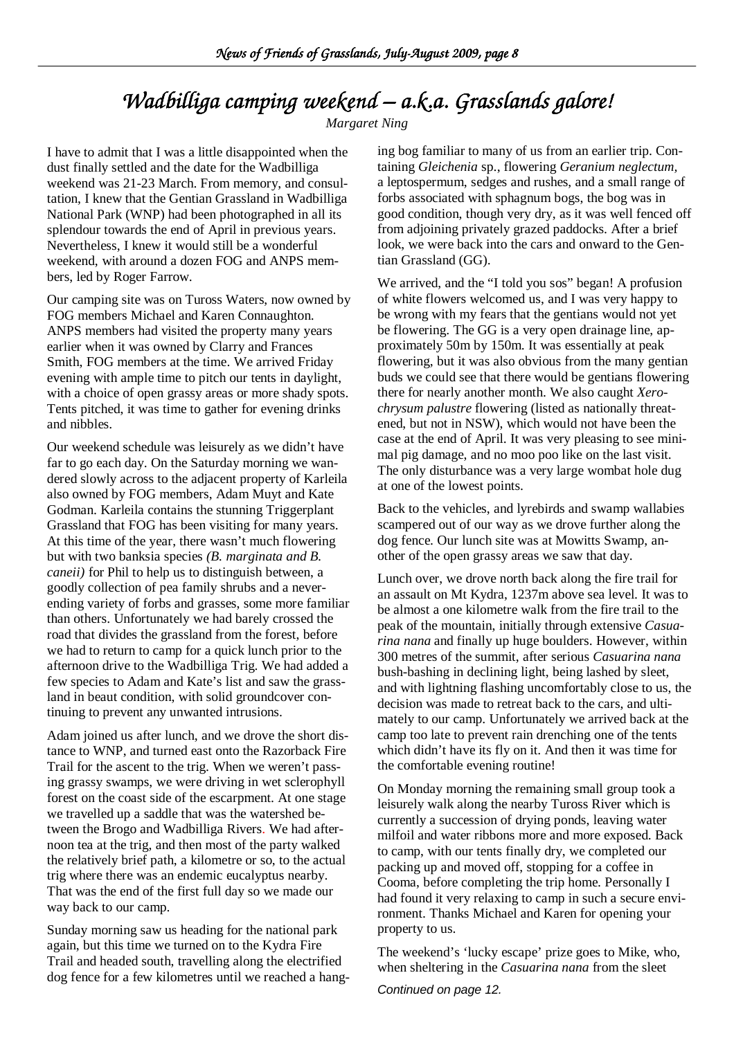# *Wadbilliga camping weekend – a.k.a. Grasslands galore!*

*Margaret Ning*

I have to admit that I was a little disappointed when the dust finally settled and the date for the Wadbilliga weekend was 21-23 March. From memory, and consultation, I knew that the Gentian Grassland in Wadbilliga National Park (WNP) had been photographed in all its splendour towards the end of April in previous years. Nevertheless, I knew it would still be a wonderful weekend, with around a dozen FOG and ANPS members, led by Roger Farrow.

Our camping site was on Tuross Waters, now owned by FOG members Michael and Karen Connaughton. ANPS members had visited the property many years earlier when it was owned by Clarry and Frances Smith, FOG members at the time. We arrived Friday evening with ample time to pitch our tents in daylight, with a choice of open grassy areas or more shady spots. Tents pitched, it was time to gather for evening drinks and nibbles.

Our weekend schedule was leisurely as we didn't have far to go each day. On the Saturday morning we wandered slowly across to the adjacent property of Karleila also owned by FOG members, Adam Muyt and Kate Godman. Karleila contains the stunning Triggerplant Grassland that FOG has been visiting for many years. At this time of the year, there wasn't much flowering but with two banksia species *(B. marginata and B. caneii)* for Phil to help us to distinguish between, a goodly collection of pea family shrubs and a never-ending variety of forbs and grasses, some more familiar than others. Unfortunately we had barely crossed the road that divides the grassland from the forest, before we had to return to camp for a quick lunch prior to the afternoon drive to the Wadbilliga Trig. We had added a few species to Adam and Kate's list and saw the grassland in beaut condition, with solid groundcover continuing to prevent any unwanted intrusions.

Adam joined us after lunch, and we drove the short distance to WNP, and turned east onto the Razorback Fire Trail for the ascent to the trig. When we weren't passing grassy swamps, we were driving in wet sclerophyll forest on the coast side of the escarpment. At one stage we travelled up a saddle that was the watershed between the Brogo and Wadbilliga Rivers. We had afternoon tea at the trig, and then most of the party walked the relatively brief path, a kilometre or so, to the actual trig where there was an endemic eucalyptus nearby. That was the end of the first full day so we made our way back to our camp.

Sunday morning saw us heading for the national park again, but this time we turned on to the Kydra Fire Trail and headed south, travelling along the electrified dog fence for a few kilometres until we reached a hanging bog familiar to many of us from an earlier trip. Containing *Gleichenia* sp., flowering *Geranium neglectum*, a leptospermum, sedges and rushes, and a small range of forbs associated with sphagnum bogs, the bog was in good condition, though very dry, as it was well fenced off from adjoining privately grazed paddocks. After a brief look, we were back into the cars and onward to the Gentian Grassland (GG).

We arrived, and the "I told you sos" began! A profusion of white flowers welcomed us, and I was very happy to be wrong with my fears that the gentians would not yet be flowering. The GG is a very open drainage line, approximately 50m by 150m. It was essentially at peak flowering, but it was also obvious from the many gentian buds we could see that there would be gentians flowering there for nearly another month. We also caught *Xerochrysum palustre* flowering (listed as nationally threatened, but not in NSW), which would not have been the case at the end of April. It was very pleasing to see minimal pig damage, and no moo poo like on the last visit. The only disturbance was a very large wombat hole dug at one of the lowest points.

Back to the vehicles, and lyrebirds and swamp wallabies scampered out of our way as we drove further along the dog fence. Our lunch site was at Mowitts Swamp, another of the open grassy areas we saw that day.

Lunch over, we drove north back along the fire trail for an assault on Mt Kydra, 1237m above sea level. It was to be almost a one kilometre walk from the fire trail to the peak of the mountain, initially through extensive *Casuarina nana* and finally up huge boulders. However, within 300 metres of the summit, after serious *Casuarina nana* bush-bashing in declining light, being lashed by sleet, and with lightning flashing uncomfortably close to us, the decision was made to retreat back to the cars, and ultimately to our camp. Unfortunately we arrived back at the camp too late to prevent rain drenching one of the tents which didn't have its fly on it. And then it was time for the comfortable evening routine!

On Monday morning the remaining small group took a leisurely walk along the nearby Tuross River which is currently a succession of drying ponds, leaving water milfoil and water ribbons more and more exposed. Back to camp, with our tents finally dry, we completed our packing up and moved off, stopping for a coffee in Cooma, before completing the trip home. Personally I had found it very relaxing to camp in such a secure environment. Thanks Michael and Karen for opening your property to us.

The weekend's 'lucky escape' prize goes to Mike, who, when sheltering in the *Casuarina nana* from the sleet

*Continued on page 12.*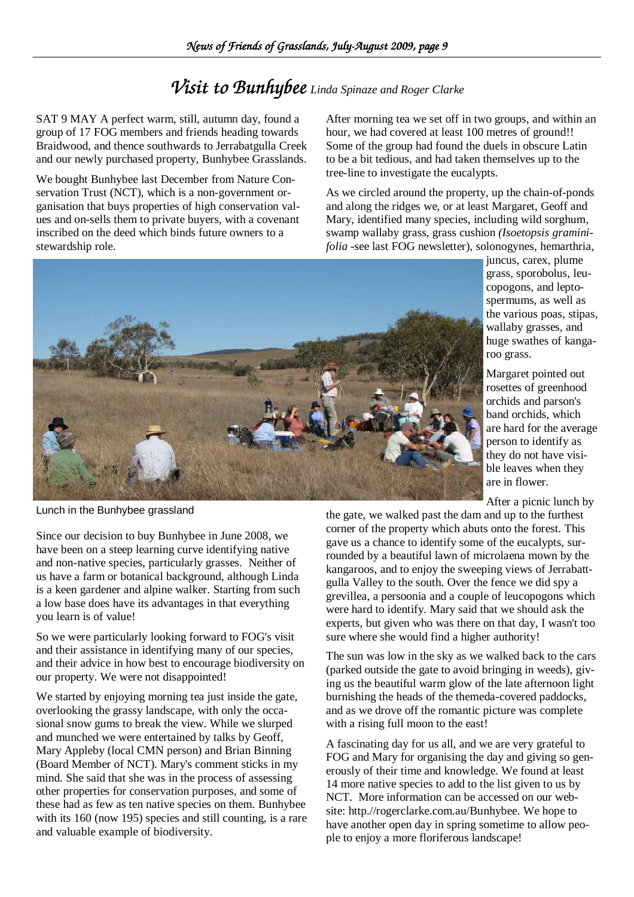# *Visit to Bunhybee* *Linda Spinaze and Roger Clarke*

SAT 9 MAY A perfect warm, still, autumn day, found a group of 17 FOG members and friends heading towards Braidwood, and thence southwards to Jerrabatgulla Creek and our newly purchased property, Bunhybee Grasslands.

We bought Bunhybee last December from Nature Conservation Trust (NCT), which is a non-government organisation that buys properties of high conservation values and on-sells them to private buyers, with a covenant inscribed on the deed which binds future owners to a stewardship role.

Since our decision to buy Bunhybee in June 2008, we have been on a steep learning curve identifying native and non-native species, particularly grasses. Neither of us have a farm or botanical background, although Linda is a keen gardener and alpine walker. Starting from such a low base does have its advantages in that everything you learn is of value!

So we were particularly looking forward to FOG's visit and their assistance in identifying many of our species, and their advice in how best to encourage biodiversity on our property. We were not disappointed!

We started by enjoying morning tea just inside the gate, overlooking the grassy landscape, with only the occasional snow gums to break the view. While we slurped and munched we were entertained by talks by Geoff, Mary Appleby (local CMN person) and Brian Binning (Board Member of NCT). Mary's comment sticks in my mind. She said that she was in the process of assessing other properties for conservation purposes, and some of these had as few as ten native species on them. Bunhybee with its 160 (now 195) species and still counting, is a rare and valuable example of biodiversity.

After morning tea we set off in two groups, and within an hour, we had covered at least 100 metres of ground!! Some of the group had found the duels in obscure Latin to be a bit tedious, and had taken themselves up to the tree-line to investigate the eucalypts.

As we circled around the property, up the chain-of-ponds and along the ridges we, or at least Margaret, Geoff and Mary, identified many species, including wild sorghum, swamp wallaby grass, grass cushion *(Isoetopsis graminifolia* -see last FOG newsletter), solonogynes, hemarthria, juncus, carex, plume grass, sporobolus, leucopogons, and leptospermums, as well as the various poas, stipas, wallaby grasses, and huge swathes of kangaroo grass.

Lunch in the Bunhybee grassland

Margaret pointed out rosettes of greenhood orchids and parson's band orchids, which are hard for the average person to identify as they do not have visible leaves when they are in flower.

After a picnic lunch by the gate, we walked past the dam and up to the furthest corner of the property which abuts onto the forest. This gave us a chance to identify some of the eucalypts, surrounded by a beautiful lawn of microlaena mown by the kangaroos, and to enjoy the sweeping views of Jerrabattgulla Valley to the south. Over the fence we did spy a grevillea, a persoonia and a couple of leucopogons which were hard to identify. Mary said that we should ask the experts, but given who was there on that day, I wasn't too sure where she would find a higher authority!

The sun was low in the sky as we walked back to the cars (parked outside the gate to avoid bringing in weeds), giving us the beautiful warm glow of the late afternoon light burnishing the heads of the themeda-covered paddocks, and as we drove off the romantic picture was complete with a rising full moon to the east!

A fascinating day for us all, and we are very grateful to FOG and Mary for organising the day and giving so generously of their time and knowledge. We found at least 14 more native species to add to the list given to us by NCT. More information can be accessed on our website: http.//rogerclarke.com.au/Bunhybee. We hope to have another open day in spring sometime to allow people to enjoy a more floriferous landscape!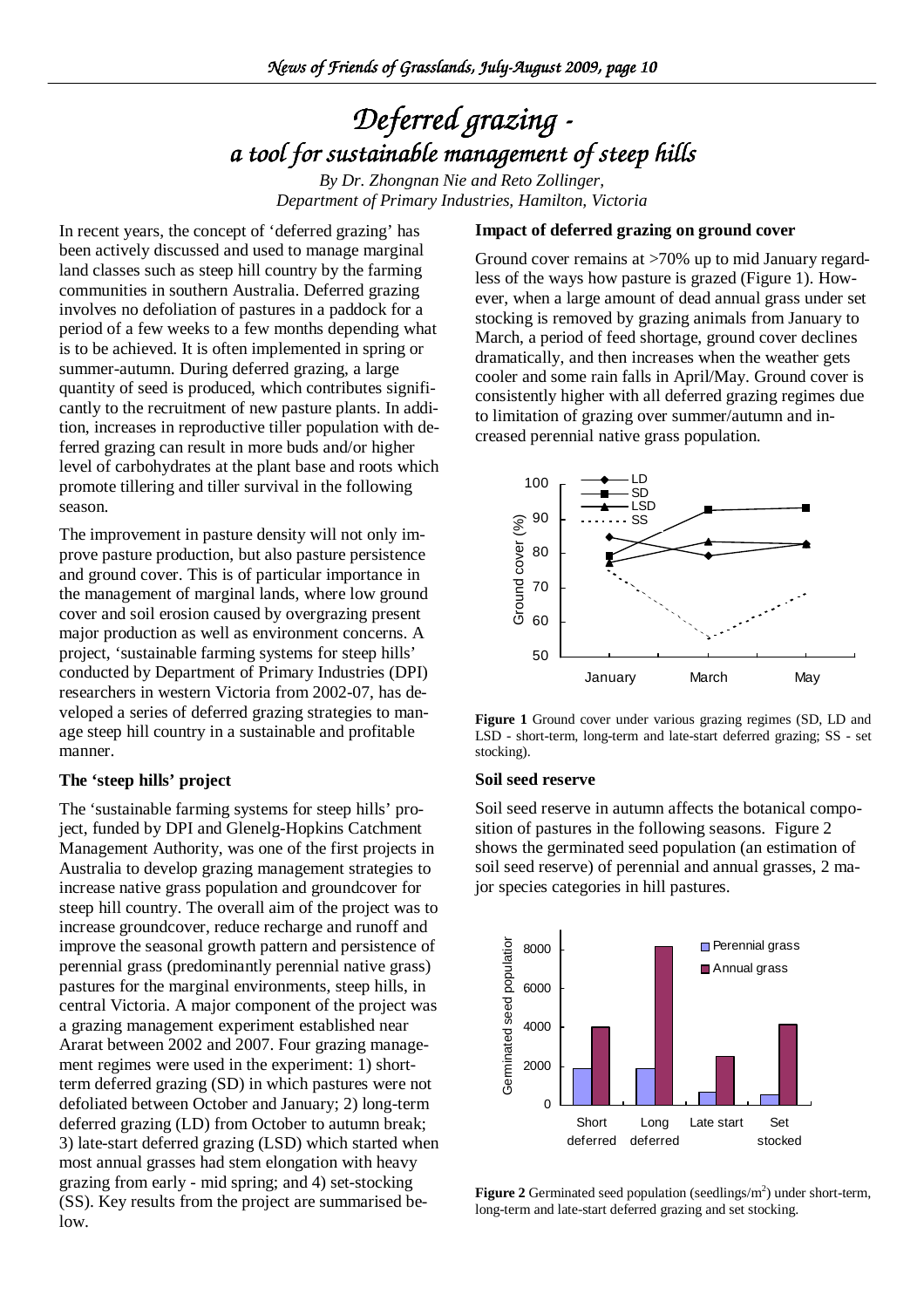# Deferred grazing - a tool for sustainable management of steep hills

*By Dr. Zhongnan Nie and Reto Zollinger, Department of Primary Industries, Hamilton, Victoria*

In recent years, the concept of 'deferred grazing' has been actively discussed and used to manage marginal land classes such as steep hill country by the farming communities in southern Australia. Deferred grazing involves no defoliation of pastures in a paddock for a period of a few weeks to a few months depending what is to be achieved. It is often implemented in spring or summer-autumn. During deferred grazing, a large quantity of seed is produced, which contributes significantly to the recruitment of new pasture plants. In addition, increases in reproductive tiller population with deferred grazing can result in more buds and/or higher level of carbohydrates at the plant base and roots which promote tillering and tiller survival in the following season.

The improvement in pasture density will not only improve pasture production, but also pasture persistence and ground cover. This is of particular importance in the management of marginal lands, where low ground cover and soil erosion caused by overgrazing present major production as well as environment concerns. A project, 'sustainable farming systems for steep hills' conducted by Department of Primary Industries (DPI) researchers in western Victoria from 2002-07, has developed a series of deferred grazing strategies to manage steep hill country in a sustainable and profitable manner.

### The 'steep hills' project

The 'sustainable farming systems for steep hills' project, funded by DPI and Glenelg-Hopkins Catchment Management Authority, was one of the first projects in Australia to develop grazing management strategies to increase native grass population and groundcover for steep hill country. The overall aim of the project was to increase groundcover, reduce recharge and runoff and improve the seasonal growth pattern and persistence of perennial grass (predominantly perennial native grass) pastures for the marginal environments, steep hills, in central Victoria. A major component of the project was a grazing management experiment established near Ararat between 2002 and 2007. Four grazing management regimes were used in the experiment: 1) short-term deferred grazing (SD) in which pastures were not defoliated between October and January; 2) long-term deferred grazing (LD) from October to autumn break; 3) late-start deferred grazing (LSD) which started when most annual grasses had stem elongation with heavy grazing from early - mid spring; and 4) set-stocking (SS). Key results from the project are summarised below.

### Impact of deferred grazing on ground cover

Ground cover remains at >70% up to mid January regardless of the ways how pasture is grazed (Figure 1). However, when a large amount of dead annual grass under set stocking is removed by grazing animals from January to March, a period of feed shortage, ground cover declines dramatically, and then increases when the weather gets cooler and some rain falls in April/May. Ground cover is consistently higher with all deferred grazing regimes due to limitation of grazing over summer/autumn and increased perennial native grass population.

**Figure 1** Ground cover under various grazing regimes (SD, LD and LSD - short-term, long-term and late-start deferred grazing; SS - set stocking).

### Soil seed reserve

Soil seed reserve in autumn affects the botanical composition of pastures in the following seasons. Figure 2 shows the germinated seed population (an estimation of soil seed reserve) of perennial and annual grasses, 2 major species categories in hill pastures.

**Figure 2** Germinated seed population (seedlings/m$^2$) under short-term, long-term and late-start deferred grazing and set stocking.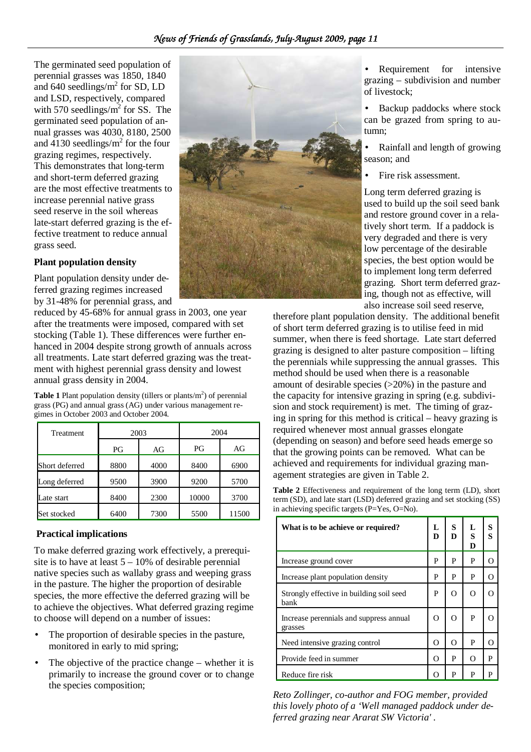The germinated seed population of perennial grasses was 1850, 1840 and 640 seedlings/m$^2$ for SD, LD and LSD, respectively, compared with 570 seedlings/m$^2$ for SS. The germinated seed population of annual grasses was 4030, 8180, 2500 and 4130 seedlings/m$^2$ for the four grazing regimes, respectively. This demonstrates that long-term and short-term deferred grazing are the most effective treatments to increase perennial native grass seed reserve in the soil whereas late-start deferred grazing is the effective treatment to reduce annual grass seed.

**Plant population density**

Plant population density under deferred grazing regimes increased by 31-48% for perennial grass, and reduced by 45-68% for annual grass in 2003, one year after the treatments were imposed, compared with set stocking (Table 1). These differences were further enhanced in 2004 despite strong growth of annuals across all treatments. Late start deferred grazing was the treatment with highest perennial grass density and lowest annual grass density in 2004.

**Table 1** Plant population density (tillers or plants/m$^2$) of perennial grass (PG) and annual grass (AG) under various management regimes in October 2003 and October 2004.

| Treatment | 2003 | | 2004 | |
|---|---|---|---|---|
| | PG | AG | PG | AG |
| Short deferred | 8800 | 4000 | 8400 | 6900 |
| Long deferred | 9500 | 3900 | 9200 | 5700 |
| Late start | 8400 | 2300 | 10000 | 3700 |
| Set stocked | 6400 | 7300 | 5500 | 11500 |

**Practical implications**

To make deferred grazing work effectively, a prerequisite is to have at least 5 – 10% of desirable perennial native species such as wallaby grass and weeping grass in the pasture. The higher the proportion of desirable species, the more effective the deferred grazing will be to achieve the objectives. What deferred grazing regime to choose will depend on a number of issues:

- The proportion of desirable species in the pasture, monitored in early to mid spring;
- The objective of the practice change – whether it is primarily to increase the ground cover or to change the species composition;
- Requirement for intensive grazing – subdivision and number of livestock;
- Backup paddocks where stock can be grazed from spring to autumn;
- Rainfall and length of growing season; and
- Fire risk assessment.

Long term deferred grazing is used to build up the soil seed bank and restore ground cover in a relatively short term. If a paddock is very degraded and there is very low percentage of the desirable species, the best option would be to implement long term deferred grazing. Short term deferred grazing, though not as effective, will also increase soil seed reserve, therefore plant population density. The additional benefit of short term deferred grazing is to utilise feed in mid summer, when there is feed shortage. Late start deferred grazing is designed to alter pasture composition – lifting the perennials while suppressing the annual grasses. This method should be used when there is a reasonable amount of desirable species (>20%) in the pasture and the capacity for intensive grazing in spring (e.g. subdivision and stock requirement) is met. The timing of grazing in spring for this method is critical – heavy grazing is required whenever most annual grasses elongate (depending on season) and before seed heads emerge so that the growing points can be removed. What can be achieved and requirements for individual grazing management strategies are given in Table 2.

**Table 2** Effectiveness and requirement of the long term (LD), short term (SD), and late start (LSD) deferred grazing and set stocking (SS) in achieving specific targets (P=Yes, O=No).

| What is to be achieve or required? | LD | SD | LSD | SS |
|---|---|---|---|---|
| Increase ground cover | P | P | P | O |
| Increase plant population density | P | P | P | O |
| Strongly effective in building soil seed bank | P | O | O | O |
| Increase perennials and suppress annual grasses | O | O | P | O |
| Need intensive grazing control | O | O | P | O |
| Provide feed in summer | O | P | O | P |
| Reduce fire risk | O | P | P | P |

*Reto Zollinger, co-author and FOG member, provided this lovely photo of a 'Well managed paddock under deferred grazing near Ararat SW Victoria' .*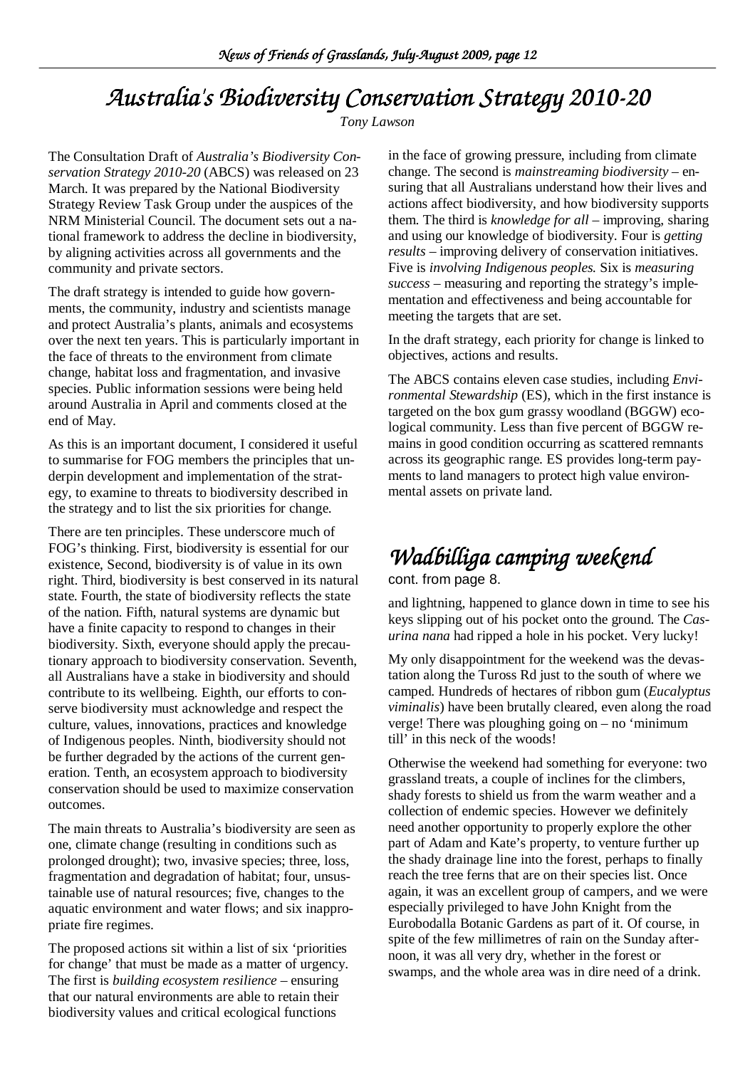# Australia's Biodiversity Conservation Strategy 2010-20

*Tony Lawson*

The Consultation Draft of *Australia's Biodiversity Conservation Strategy 2010-20* (ABCS) was released on 23 March. It was prepared by the National Biodiversity Strategy Review Task Group under the auspices of the NRM Ministerial Council. The document sets out a national framework to address the decline in biodiversity, by aligning activities across all governments and the community and private sectors.

The draft strategy is intended to guide how governments, the community, industry and scientists manage and protect Australia's plants, animals and ecosystems over the next ten years. This is particularly important in the face of threats to the environment from climate change, habitat loss and fragmentation, and invasive species. Public information sessions were being held around Australia in April and comments closed at the end of May.

As this is an important document, I considered it useful to summarise for FOG members the principles that underpin development and implementation of the strategy, to examine to threats to biodiversity described in the strategy and to list the six priorities for change.

There are ten principles. These underscore much of FOG's thinking. First, biodiversity is essential for our existence, Second, biodiversity is of value in its own right. Third, biodiversity is best conserved in its natural state. Fourth, the state of biodiversity reflects the state of the nation. Fifth, natural systems are dynamic but have a finite capacity to respond to changes in their biodiversity. Sixth, everyone should apply the precautionary approach to biodiversity conservation. Seventh, all Australians have a stake in biodiversity and should contribute to its wellbeing. Eighth, our efforts to conserve biodiversity must acknowledge and respect the culture, values, innovations, practices and knowledge of Indigenous peoples. Ninth, biodiversity should not be further degraded by the actions of the current generation. Tenth, an ecosystem approach to biodiversity conservation should be used to maximize conservation outcomes.

The main threats to Australia's biodiversity are seen as one, climate change (resulting in conditions such as prolonged drought); two, invasive species; three, loss, fragmentation and degradation of habitat; four, unsustainable use of natural resources; five, changes to the aquatic environment and water flows; and six inappropriate fire regimes.

The proposed actions sit within a list of six 'priorities for change' that must be made as a matter of urgency. The first is *building ecosystem resilience* – ensuring that our natural environments are able to retain their biodiversity values and critical ecological functions in the face of growing pressure, including from climate change. The second is *mainstreaming biodiversity* – ensuring that all Australians understand how their lives and actions affect biodiversity, and how biodiversity supports them. The third is *knowledge for all* – improving, sharing and using our knowledge of biodiversity. Four is *getting results* – improving delivery of conservation initiatives. Five is *involving Indigenous peoples.* Six is *measuring success* – measuring and reporting the strategy's implementation and effectiveness and being accountable for meeting the targets that are set.

In the draft strategy, each priority for change is linked to objectives, actions and results.

The ABCS contains eleven case studies, including *Environmental Stewardship* (ES), which in the first instance is targeted on the box gum grassy woodland (BGGW) ecological community. Less than five percent of BGGW remains in good condition occurring as scattered remnants across its geographic range. ES provides long-term payments to land managers to protect high value environmental assets on private land.

# Wadbilliga camping weekend

cont. from page 8.

and lightning, happened to glance down in time to see his keys slipping out of his pocket onto the ground. The *Casurina nana* had ripped a hole in his pocket. Very lucky!

My only disappointment for the weekend was the devastation along the Tuross Rd just to the south of where we camped. Hundreds of hectares of ribbon gum (*Eucalyptus viminalis*) have been brutally cleared, even along the road verge! There was ploughing going on – no 'minimum till' in this neck of the woods!

Otherwise the weekend had something for everyone: two grassland treats, a couple of inclines for the climbers, shady forests to shield us from the warm weather and a collection of endemic species. However we definitely need another opportunity to properly explore the other part of Adam and Kate's property, to venture further up the shady drainage line into the forest, perhaps to finally reach the tree ferns that are on their species list. Once again, it was an excellent group of campers, and we were especially privileged to have John Knight from the Eurobodalla Botanic Gardens as part of it. Of course, in spite of the few millimetres of rain on the Sunday afternoon, it was all very dry, whether in the forest or swamps, and the whole area was in dire need of a drink.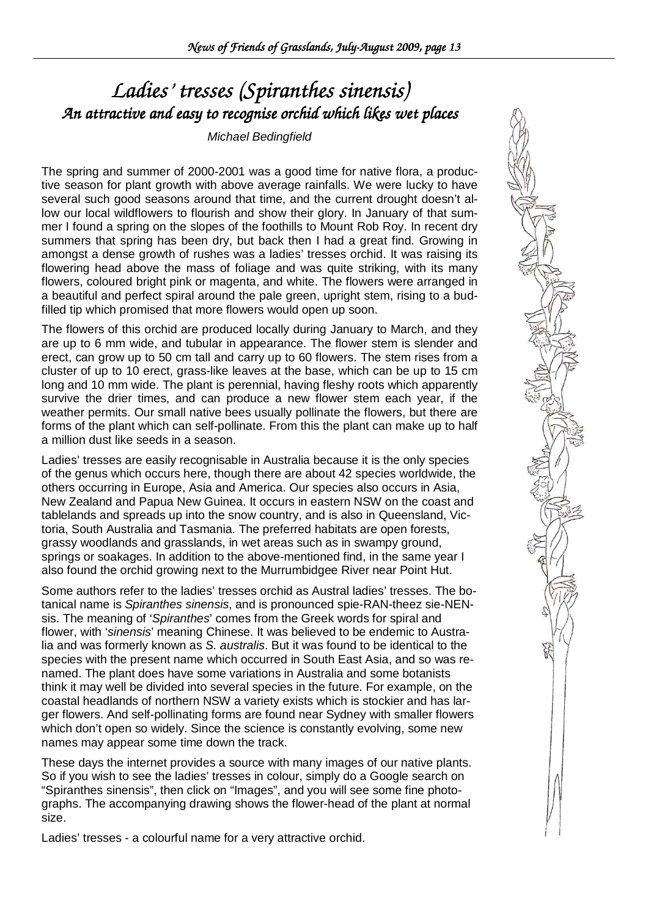# Ladies' tresses (*Spiranthes sinensis*)

## An attractive and easy to recognise orchid which likes wet places

*Michael Bedingfield*

The spring and summer of 2000-2001 was a good time for native flora, a productive season for plant growth with above average rainfalls. We were lucky to have several such good seasons around that time, and the current drought doesn't allow our local wildflowers to flourish and show their glory. In January of that summer I found a spring on the slopes of the foothills to Mount Rob Roy. In recent dry summers that spring has been dry, but back then I had a great find. Growing in amongst a dense growth of rushes was a ladies' tresses orchid. It was raising its flowering head above the mass of foliage and was quite striking, with its many flowers, coloured bright pink or magenta, and white. The flowers were arranged in a beautiful and perfect spiral around the pale green, upright stem, rising to a bud-filled tip which promised that more flowers would open up soon.

The flowers of this orchid are produced locally during January to March, and they are up to 6 mm wide, and tubular in appearance. The flower stem is slender and erect, can grow up to 50 cm tall and carry up to 60 flowers. The stem rises from a cluster of up to 10 erect, grass-like leaves at the base, which can be up to 15 cm long and 10 mm wide. The plant is perennial, having fleshy roots which apparently survive the drier times, and can produce a new flower stem each year, if the weather permits. Our small native bees usually pollinate the flowers, but there are forms of the plant which can self-pollinate. From this the plant can make up to half a million dust like seeds in a season.

Ladies' tresses are easily recognisable in Australia because it is the only species of the genus which occurs here, though there are about 42 species worldwide, the others occurring in Europe, Asia and America. Our species also occurs in Asia, New Zealand and Papua New Guinea. It occurs in eastern NSW on the coast and tablelands and spreads up into the snow country, and is also in Queensland, Victoria, South Australia and Tasmania. The preferred habitats are open forests, grassy woodlands and grasslands, in wet areas such as in swampy ground, springs or soakages. In addition to the above-mentioned find, in the same year I also found the orchid growing next to the Murrumbidgee River near Point Hut.

Some authors refer to the ladies' tresses orchid as Austral ladies' tresses. The botanical name is *Spiranthes sinensis*, and is pronounced spie-RAN-theez sie-NEN-sis. The meaning of '*Spiranthes*' comes from the Greek words for spiral and flower, with '*sinensis*' meaning Chinese. It was believed to be endemic to Australia and was formerly known as *S. australis*. But it was found to be identical to the species with the present name which occurred in South East Asia, and so was renamed. The plant does have some variations in Australia and some botanists think it may well be divided into several species in the future. For example, on the coastal headlands of northern NSW a variety exists which is stockier and has larger flowers. And self-pollinating forms are found near Sydney with smaller flowers which don't open so widely. Since the science is constantly evolving, some new names may appear some time down the track.

These days the internet provides a source with many images of our native plants. So if you wish to see the ladies' tresses in colour, simply do a Google search on "Spiranthes sinensis", then click on "Images", and you will see some fine photographs. The accompanying drawing shows the flower-head of the plant at normal size.

Ladies' tresses - a colourful name for a very attractive orchid.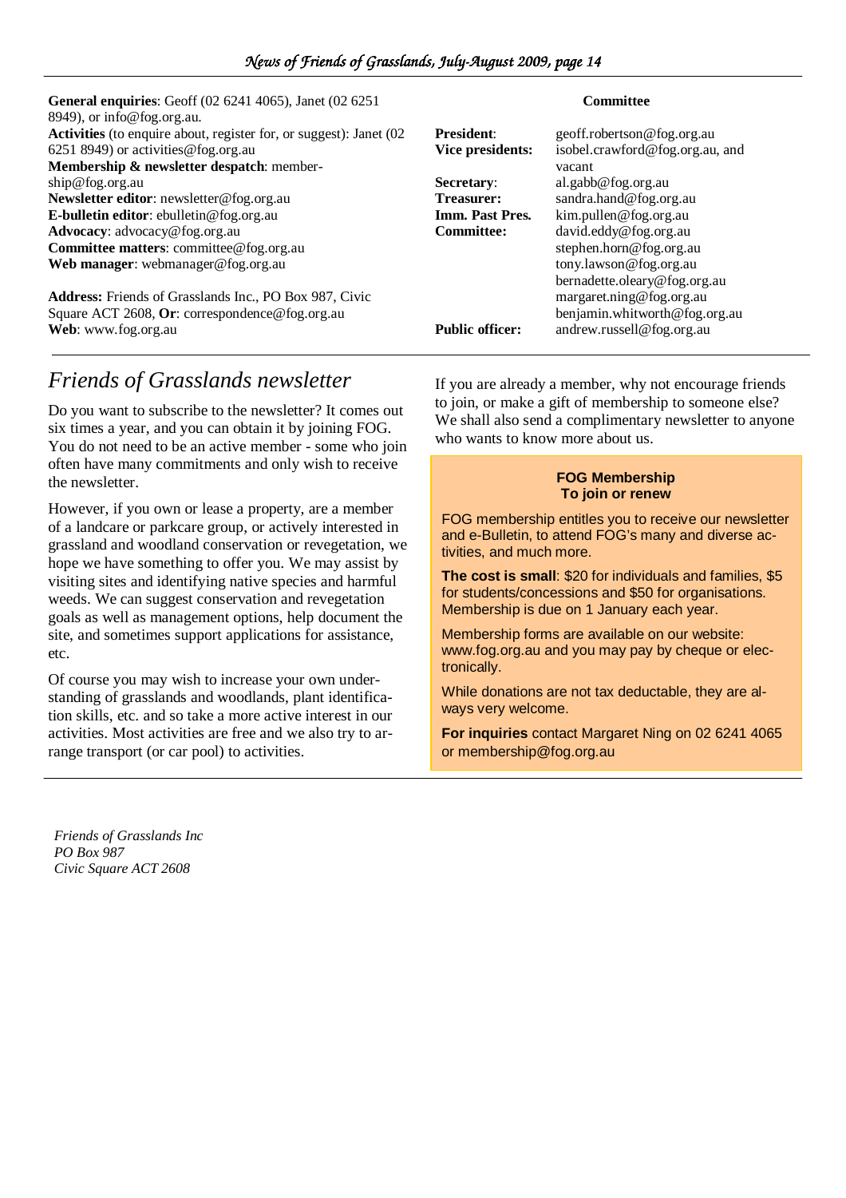**General enquiries**: Geoff (02 6241 4065), Janet (02 6251 8949), or info@fog.org.au.
**Activities** (to enquire about, register for, or suggest): Janet (02 6251 8949) or activities@fog.org.au
**Membership & newsletter despatch**: membership@fog.org.au
**Newsletter editor**: newsletter@fog.org.au
**E-bulletin editor**: ebulletin@fog.org.au
**Advocacy**: advocacy@fog.org.au
**Committee matters**: committee@fog.org.au
**Web manager**: webmanager@fog.org.au

**Address:** Friends of Grasslands Inc., PO Box 987, Civic Square ACT 2608, **Or**: correspondence@fog.org.au
**Web**: www.fog.org.au

**Committee**

| | |
|---|---|
| **President**: | geoff.robertson@fog.org.au |
| **Vice presidents:** | isobel.crawford@fog.org.au, and vacant |
| **Secretary**: | al.gabb@fog.org.au |
| **Treasurer:** | sandra.hand@fog.org.au |
| **Imm. Past Pres.** | kim.pullen@fog.org.au |
| **Committee:** | david.eddy@fog.org.au<br>stephen.horn@fog.org.au<br>tony.lawson@fog.org.au<br>bernadette.oleary@fog.org.au<br>margaret.ning@fog.org.au<br>benjamin.whitworth@fog.org.au |
| **Public officer:** | andrew.russell@fog.org.au |

# *Friends of Grasslands newsletter*

Do you want to subscribe to the newsletter? It comes out six times a year, and you can obtain it by joining FOG. You do not need to be an active member - some who join often have many commitments and only wish to receive the newsletter.

However, if you own or lease a property, are a member of a landcare or parkcare group, or actively interested in grassland and woodland conservation or revegetation, we hope we have something to offer you. We may assist by visiting sites and identifying native species and harmful weeds. We can suggest conservation and revegetation goals as well as management options, help document the site, and sometimes support applications for assistance, etc.

Of course you may wish to increase your own understanding of grasslands and woodlands, plant identification skills, etc. and so take a more active interest in our activities. Most activities are free and we also try to arrange transport (or car pool) to activities.

If you are already a member, why not encourage friends to join, or make a gift of membership to someone else? We shall also send a complimentary newsletter to anyone who wants to know more about us.

**FOG Membership**
**To join or renew**

FOG membership entitles you to receive our newsletter and e-Bulletin, to attend FOG's many and diverse activities, and much more.

**The cost is small**: $20 for individuals and families, $5 for students/concessions and $50 for organisations. Membership is due on 1 January each year.

Membership forms are available on our website: www.fog.org.au and you may pay by cheque or electronically.

While donations are not tax deductable, they are always very welcome.

**For inquiries** contact Margaret Ning on 02 6241 4065 or membership@fog.org.au

*Friends of Grasslands Inc*
*PO Box 987*
*Civic Square ACT 2608*